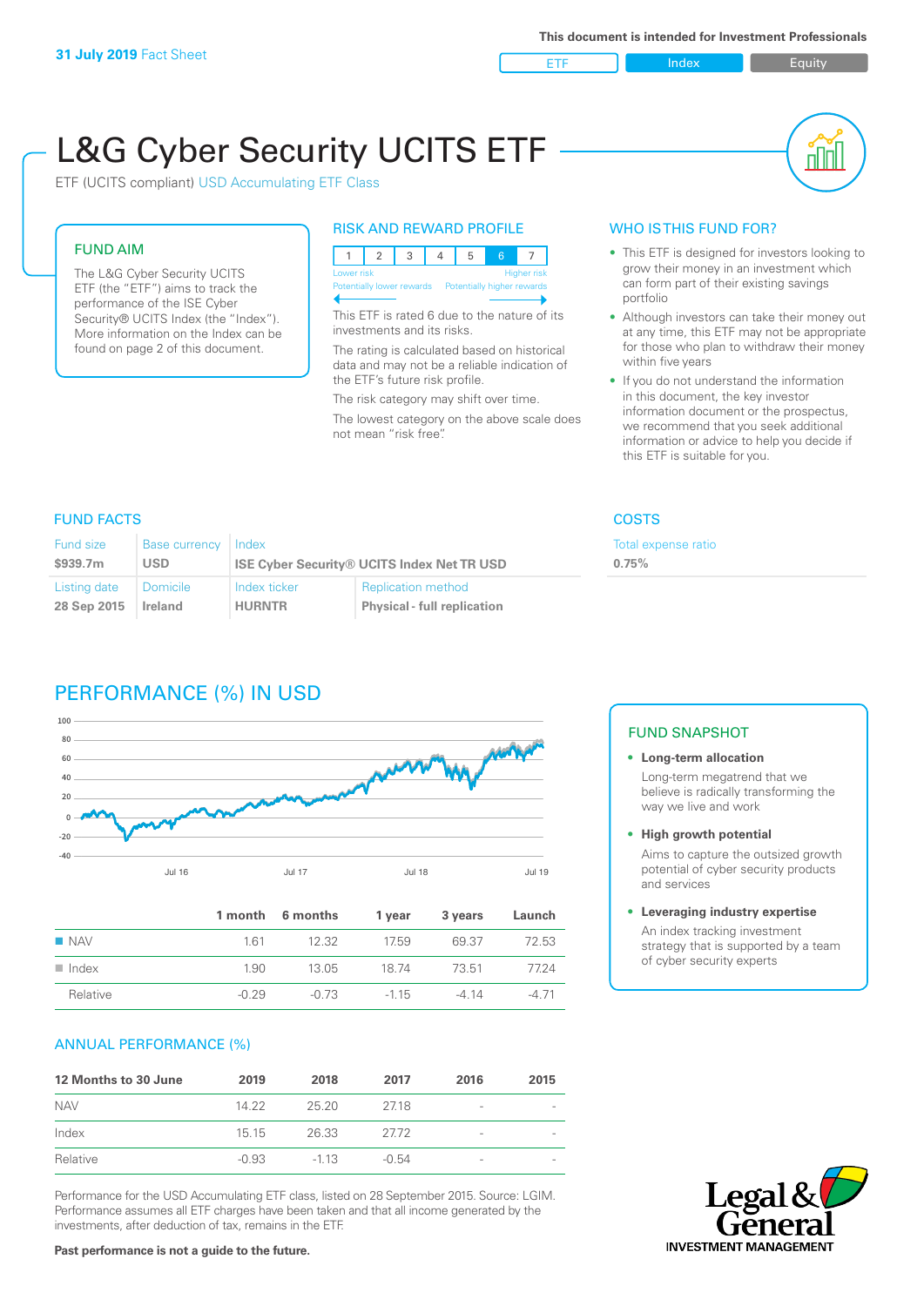**31 July 2019** Fact Sheet

This document is intended for Investment Professionals

ETF | Index | Equity

# L&G Cyber Security UCITS ETF

ETF (UCITS compliant) USD Accumulating ETF Class

## FUND AIM

The L&G Cyber Security UCITS ETF (the "ETF") aims to track the performance of the ISE Cyber Security® UCITS Index (the "Index"). More information on the Index can be found on page 2 of this document.

## RISK AND REWARD PROFILE

1 2 3 4 5 6 7

Lower risk — Higher risk

Potentially lower rewards — Potentially higher rewards

This ETF is rated 6 due to the nature of its investments and its risks.

The rating is calculated based on historical data and may not be a reliable indication of the ETF's future risk profile.

The risk category may shift over time.

The lowest category on the above scale does not mean "risk free".

## WHO IS THIS FUND FOR?

- This ETF is designed for investors looking to grow their money in an investment which can form part of their existing savings portfolio
- Although investors can take their money out at any time, this ETF may not be appropriate for those who plan to withdraw their money within five years
- If you do not understand the information in this document, the key investor information document or the prospectus, we recommend that you seek additional information or advice to help you decide if this ETF is suitable for you.

## FUND FACTS

| Fund size | Base currency | Index | |
|---|---|---|---|
| $939.7m | USD | ISE Cyber Security® UCITS Index Net TR USD | |
| **Listing date** | **Domicile** | **Index ticker** | **Replication method** |
| 28 Sep 2015 | Ireland | HURNTR | Physical - full replication |

## COSTS

| Total expense ratio |
|---|
| 0.75% |

## PERFORMANCE (%) IN USD

100
80
60
40
20
0
-20
-40
Jul 16
Jul 17
Jul 18
Jul 19

| | 1 month | 6 months | 1 year | 3 years | Launch |
|---|---|---|---|---|---|
| NAV | 1.61 | 12.32 | 17.59 | 69.37 | 72.53 |
| Index | 1.90 | 13.05 | 18.74 | 73.51 | 77.24 |
| Relative | -0.29 | -0.73 | -1.15 | -4.14 | -4.71 |

## ANNUAL PERFORMANCE (%)

| 12 Months to 30 June | 2019 | 2018 | 2017 | 2016 | 2015 |
|---|---|---|---|---|---|
| NAV | 14.22 | 25.20 | 27.18 | - | - |
| Index | 15.15 | 26.33 | 27.72 | - | - |
| Relative | -0.93 | -1.13 | -0.54 | - | - |

Performance for the USD Accumulating ETF class, listed on 28 September 2015. Source: LGIM. Performance assumes all ETF charges have been taken and that all income generated by the investments, after deduction of tax, remains in the ETF.

**Past performance is not a guide to the future.**

## FUND SNAPSHOT

- **Long-term allocation**
  Long-term megatrend that we believe is radically transforming the way we live and work
- **High growth potential**
  Aims to capture the outsized growth potential of cyber security products and services
- **Leveraging industry expertise**
  An index tracking investment strategy that is supported by a team of cyber security experts

Legal & General INVESTMENT MANAGEMENT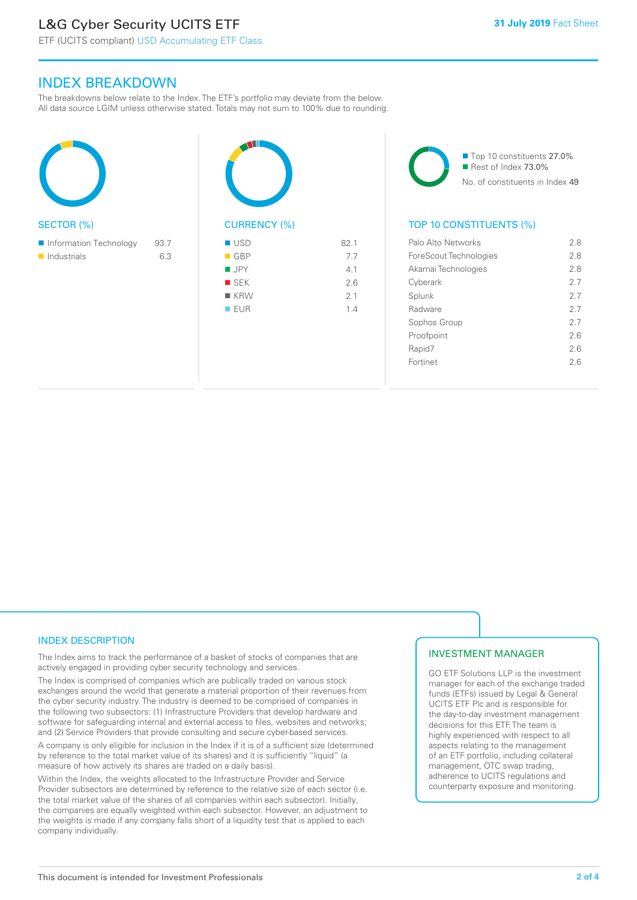## INDEX BREAKDOWN

The breakdowns below relate to the Index. The ETF's portfolio may deviate from the below. All data source LGIM unless otherwise stated. Totals may not sum to 100% due to rounding.

### SECTOR (%)

| | |
|---|---|
| Information Technology | 93.7 |
| Industrials | 6.3 |

### CURRENCY (%)

| | |
|---|---|
| USD | 82.1 |
| GBP | 7.7 |
| JPY | 4.1 |
| SEK | 2.6 |
| KRW | 2.1 |
| EUR | 1.4 |

Top 10 constituents 27.0%
Rest of Index 73.0%
No. of constituents in Index 49

### TOP 10 CONSTITUENTS (%)

| | |
|---|---|
| Palo Alto Networks | 2.8 |
| ForeScout Technologies | 2.8 |
| Akamai Technologies | 2.8 |
| Cyberark | 2.7 |
| Splunk | 2.7 |
| Radware | 2.7 |
| Sophos Group | 2.7 |
| Proofpoint | 2.6 |
| Rapid7 | 2.6 |
| Fortinet | 2.6 |

### INDEX DESCRIPTION

The Index aims to track the performance of a basket of stocks of companies that are actively engaged in providing cyber security technology and services.

The Index is comprised of companies which are publically traded on various stock exchanges around the world that generate a material proportion of their revenues from the cyber security industry. The industry is deemed to be comprised of companies in the following two subsectors: (1) Infrastructure Providers that develop hardware and software for safeguarding internal and external access to files, websites and networks; and (2) Service Providers that provide consulting and secure cyber-based services.

A company is only eligible for inclusion in the Index if it is of a sufficient size (determined by reference to the total market value of its shares) and it is sufficiently "liquid" (a measure of how actively its shares are traded on a daily basis).

Within the Index, the weights allocated to the Infrastructure Provider and Service Provider subsectors are determined by reference to the relative size of each sector (i.e. the total market value of the shares of all companies within each subsector). Initially, the companies are equally weighted within each subsector. However, an adjustment to the weights is made if any company falls short of a liquidity test that is applied to each company individually.

### INVESTMENT MANAGER

GO ETF Solutions LLP is the investment manager for each of the exchange traded funds (ETFs) issued by Legal & General UCITS ETF Plc and is responsible for the day-to-day investment management decisions for this ETF. The team is highly experienced with respect to all aspects relating to the management of an ETF portfolio, including collateral management, OTC swap trading, adherence to UCITS regulations and counterparty exposure and monitoring.

This document is intended for Investment Professionals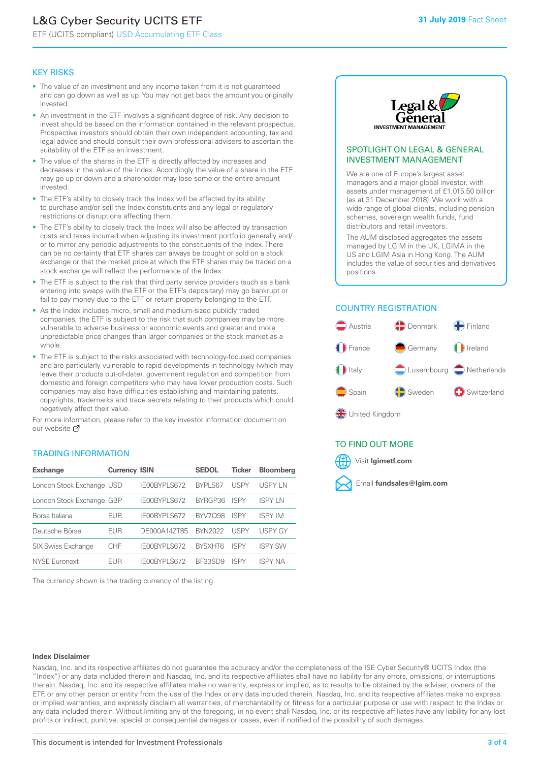# L&G Cyber Security UCITS ETF

ETF (UCITS compliant) USD Accumulating ETF Class

**31 July 2019** Fact Sheet

## KEY RISKS

- The value of an investment and any income taken from it is not guaranteed and can go down as well as up. You may not get back the amount you originally invested.
- An investment in the ETF involves a significant degree of risk. Any decision to invest should be based on the information contained in the relevant prospectus. Prospective investors should obtain their own independent accounting, tax and legal advice and should consult their own professional advisers to ascertain the suitability of the ETF as an investment.
- The value of the shares in the ETF is directly affected by increases and decreases in the value of the Index. Accordingly the value of a share in the ETF may go up or down and a shareholder may lose some or the entire amount invested.
- The ETF's ability to closely track the Index will be affected by its ability to purchase and/or sell the Index constituents and any legal or regulatory restrictions or disruptions affecting them.
- The ETF's ability to closely track the Index will also be affected by transaction costs and taxes incurred when adjusting its investment portfolio generally and/or to mirror any periodic adjustments to the constituents of the Index. There can be no certainty that ETF shares can always be bought or sold on a stock exchange or that the market price at which the ETF shares may be traded on a stock exchange will reflect the performance of the Index.
- The ETF is subject to the risk that third party service providers (such as a bank entering into swaps with the ETF or the ETF's depositary) may go bankrupt or fail to pay money due to the ETF or return property belonging to the ETF.
- As the Index includes micro, small and medium-sized publicly traded companies, the ETF is subject to the risk that such companies may be more vulnerable to adverse business or economic events and greater and more unpredictable price changes than larger companies or the stock market as a whole.
- The ETF is subject to the risks associated with technology-focused companies and are particularly vulnerable to rapid developments in technology (which may leave their products out-of-date), government regulation and competition from domestic and foreign competitors who may have lower production costs. Such companies may also have difficulties establishing and maintaining patents, copyrights, trademarks and trade secrets relating to their products which could negatively affect their value.

For more information, please refer to the key investor information document on our website

## TRADING INFORMATION

| Exchange | Currency | ISIN | SEDOL | Ticker | Bloomberg |
|---|---|---|---|---|---|
| London Stock Exchange | USD | IE00BYPLS672 | BYPLS67 | USPY | USPY LN |
| London Stock Exchange | GBP | IE00BYPLS672 | BYRGP36 | ISPY | ISPY LN |
| Borsa Italiana | EUR | IE00BYPLS672 | BYV7Q98 | ISPY | ISPY IM |
| Deutsche Börse | EUR | DE000A14ZT85 | BYN2022 | USPY | USPY GY |
| SIX Swiss Exchange | CHF | IE00BYPLS672 | BYSXHT6 | ISPY | ISPY SW |
| NYSE Euronext | EUR | IE00BYPLS672 | BF33SD9 | ISPY | ISPY NA |

The currency shown is the trading currency of the listing.

## SPOTLIGHT ON LEGAL & GENERAL INVESTMENT MANAGEMENT

We are one of Europe's largest asset managers and a major global investor, with assets under management of £1,015.50 billion (as at 31 December 2018). We work with a wide range of global clients, including pension schemes, sovereign wealth funds, fund distributors and retail investors.

The AUM disclosed aggregates the assets managed by LGIM in the UK, LGIMA in the US and LGIM Asia in Hong Kong. The AUM includes the value of securities and derivatives positions.

## COUNTRY REGISTRATION

- Austria
- Denmark
- Finland
- France
- Germany
- Ireland
- Italy
- Luxembourg
- Netherlands
- Spain
- Sweden
- Switzerland
- United Kingdom

## TO FIND OUT MORE

Visit **lgimetf.com**

Email **fundsales@lgim.com**

**Index Disclaimer**

Nasdaq, Inc. and its respective affiliates do not guarantee the accuracy and/or the completeness of the ISE Cyber Security® UCITS Index (the "Index") or any data included therein and Nasdaq, Inc. and its respective affiliates shall have no liability for any errors, omissions, or interruptions therein. Nasdaq, Inc. and its respective affiliates make no warranty, express or implied, as to results to be obtained by the adviser, owners of the ETF, or any other person or entity from the use of the Index or any data included therein. Nasdaq, Inc. and its respective affiliates make no express or implied warranties, and expressly disclaim all warranties, of merchantability or fitness for a particular purpose or use with respect to the Index or any data included therein. Without limiting any of the foregoing, in no event shall Nasdaq, Inc. or its respective affiliates have any liability for any lost profits or indirect, punitive, special or consequential damages or losses, even if notified of the possibility of such damages.

This document is intended for Investment Professionals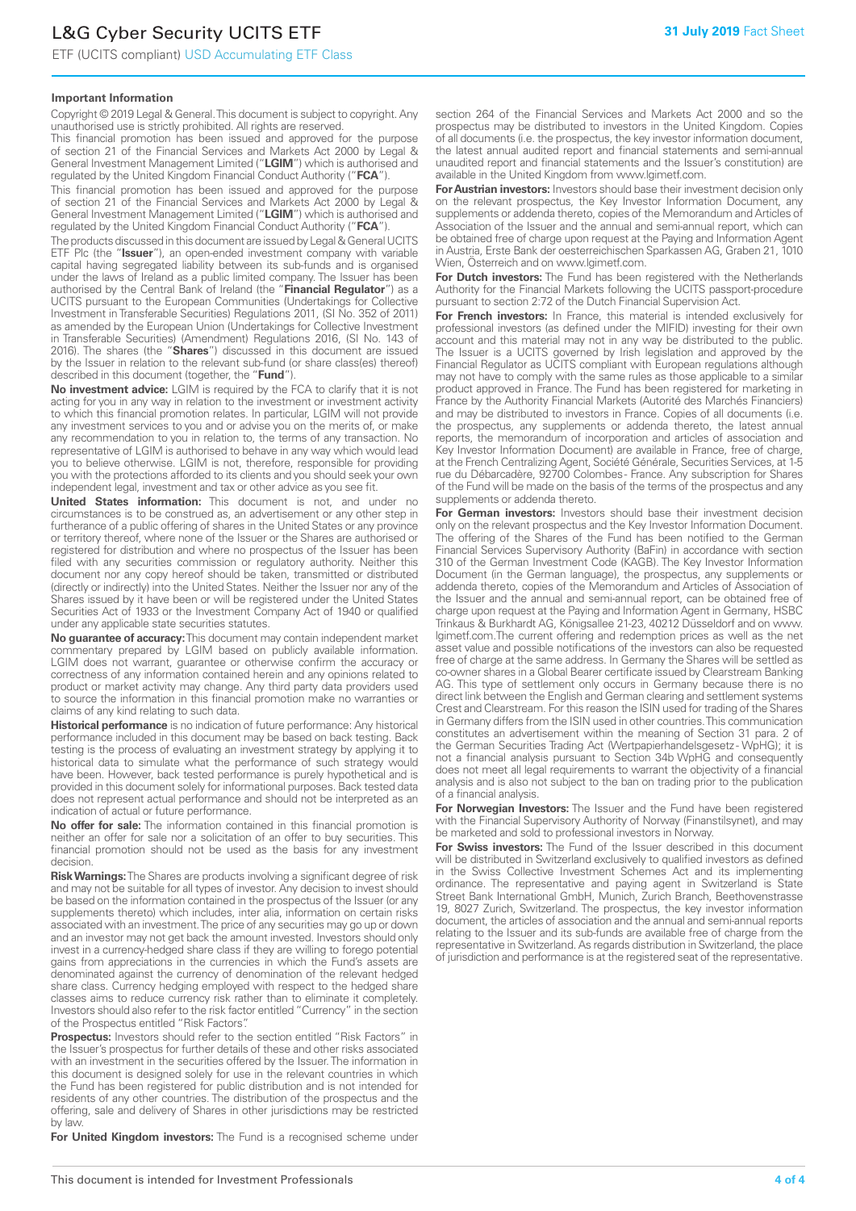## Important Information

Copyright © 2019 Legal & General. This document is subject to copyright. Any unauthorised use is strictly prohibited. All rights are reserved.

This financial promotion has been issued and approved for the purpose of section 21 of the Financial Services and Markets Act 2000 by Legal & General Investment Management Limited ("**LGIM**") which is authorised and regulated by the United Kingdom Financial Conduct Authority ("**FCA**").

This financial promotion has been issued and approved for the purpose of section 21 of the Financial Services and Markets Act 2000 by Legal & General Investment Management Limited ("**LGIM**") which is authorised and regulated by the United Kingdom Financial Conduct Authority ("**FCA**").

The products discussed in this document are issued by Legal & General UCITS ETF Plc (the "**Issuer**"), an open-ended investment company with variable capital having segregated liability between its sub-funds and is organised under the laws of Ireland as a public limited company. The Issuer has been authorised by the Central Bank of Ireland (the "**Financial Regulator**") as a UCITS pursuant to the European Communities (Undertakings for Collective Investment in Transferable Securities) Regulations 2011, (SI No. 352 of 2011) as amended by the European Union (Undertakings for Collective Investment in Transferable Securities) (Amendment) Regulations 2016, (SI No. 143 of 2016). The shares (the "**Shares**") discussed in this document are issued by the Issuer in relation to the relevant sub-fund (or share class(es) thereof) described in this document (together, the "**Fund**").

**No investment advice:** LGIM is required by the FCA to clarify that it is not acting for you in any way in relation to the investment or investment activity to which this financial promotion relates. In particular, LGIM will not provide any investment services to you and or advise you on the merits of, or make any recommendation to you in relation to, the terms of any transaction. No representative of LGIM is authorised to behave in any way which would lead you to believe otherwise. LGIM is not, therefore, responsible for providing you with the protections afforded to its clients and you should seek your own independent legal, investment and tax or other advice as you see fit.

**United States information:** This document is not, and under no circumstances is to be construed as, an advertisement or any other step in furtherance of a public offering of shares in the United States or any province or territory thereof, where none of the Issuer or the Shares are authorised or registered for distribution and where no prospectus of the Issuer has been filed with any securities commission or regulatory authority. Neither this document nor any copy hereof should be taken, transmitted or distributed (directly or indirectly) into the United States. Neither the Issuer nor any of the Shares issued by it have been or will be registered under the United States Securities Act of 1933 or the Investment Company Act of 1940 or qualified under any applicable state securities statutes.

**No guarantee of accuracy:** This document may contain independent market commentary prepared by LGIM based on publicly available information. LGIM does not warrant, guarantee or otherwise confirm the accuracy or correctness of any information contained herein and any opinions related to product or market activity may change. Any third party data providers used to source the information in this financial promotion make no warranties or claims of any kind relating to such data.

**Historical performance** is no indication of future performance: Any historical performance included in this document may be based on back testing. Back testing is the process of evaluating an investment strategy by applying it to historical data to simulate what the performance of such strategy would have been. However, back tested performance is purely hypothetical and is provided in this document solely for informational purposes. Back tested data does not represent actual performance and should not be interpreted as an indication of actual or future performance.

**No offer for sale:** The information contained in this financial promotion is neither an offer for sale nor a solicitation of an offer to buy securities. This financial promotion should not be used as the basis for any investment decision.

**Risk Warnings:** The Shares are products involving a significant degree of risk and may not be suitable for all types of investor. Any decision to invest should be based on the information contained in the prospectus of the Issuer (or any supplements thereto) which includes, inter alia, information on certain risks associated with an investment. The price of any securities may go up or down and an investor may not get back the amount invested. Investors should only invest in a currency-hedged share class if they are willing to forego potential gains from appreciations in the currencies in which the Fund's assets are denominated against the currency of denomination of the relevant hedged share class. Currency hedging employed with respect to the hedged share classes aims to reduce currency risk rather than to eliminate it completely. Investors should also refer to the risk factor entitled "Currency" in the section of the Prospectus entitled "Risk Factors".

**Prospectus:** Investors should refer to the section entitled "Risk Factors" in the Issuer's prospectus for further details of these and other risks associated with an investment in the securities offered by the Issuer. The information in this document is designed solely for use in the relevant countries in which the Fund has been registered for public distribution and is not intended for residents of any other countries. The distribution of the prospectus and the offering, sale and delivery of Shares in other jurisdictions may be restricted by law.

**For United Kingdom investors:** The Fund is a recognised scheme under section 264 of the Financial Services and Markets Act 2000 and so the prospectus may be distributed to investors in the United Kingdom. Copies of all documents (i.e. the prospectus, the key investor information document, the latest annual audited report and financial statements and semi-annual unaudited report and financial statements and the Issuer's constitution) are available in the United Kingdom from www.lgimetf.com.

**For Austrian investors:** Investors should base their investment decision only on the relevant prospectus, the Key Investor Information Document, any supplements or addenda thereto, copies of the Memorandum and Articles of Association of the Issuer and the annual and semi-annual report, which can be obtained free of charge upon request at the Paying and Information Agent in Austria, Erste Bank der oesterreichischen Sparkassen AG, Graben 21, 1010 Wien, Österreich and on www.lgimetf.com.

**For Dutch investors:** The Fund has been registered with the Netherlands Authority for the Financial Markets following the UCITS passport-procedure pursuant to section 2:72 of the Dutch Financial Supervision Act.

**For French investors:** In France, this material is intended exclusively for professional investors (as defined under the MIFID) investing for their own account and this material may not in any way be distributed to the public. The Issuer is a UCITS governed by Irish legislation and approved by the Financial Regulator as UCITS compliant with European regulations although may not have to comply with the same rules as those applicable to a similar product approved in France. The Fund has been registered for marketing in France by the Authority Financial Markets (Autorité des Marchés Financiers) and may be distributed to investors in France. Copies of all documents (i.e. the prospectus, any supplements or addenda thereto, the latest annual reports, the memorandum of incorporation and articles of association and Key Investor Information Document) are available in France, free of charge, at the French Centralizing Agent, Société Générale, Securities Services, at 1-5 rue du Débarcadère, 92700 Colombes - France. Any subscription for Shares of the Fund will be made on the basis of the terms of the prospectus and any supplements or addenda thereto.

**For German investors:** Investors should base their investment decision only on the relevant prospectus and the Key Investor Information Document. The offering of the Shares of the Fund has been notified to the German Financial Services Supervisory Authority (BaFin) in accordance with section 310 of the German Investment Code (KAGB). The Key Investor Information Document (in the German language), the prospectus, any supplements or addenda thereto, copies of the Memorandum and Articles of Association of the Issuer and the annual and semi-annual report, can be obtained free of charge upon request at the Paying and Information Agent in Germany, HSBC Trinkaus & Burkhardt AG, Königsallee 21-23, 40212 Düsseldorf and on www.lgimetf.com. The current offering and redemption prices as well as the net asset value and possible notifications of the investors can also be requested free of charge at the same address. In Germany the Shares will be settled as co-owner shares in a Global Bearer certificate issued by Clearstream Banking AG. This type of settlement only occurs in Germany because there is no direct link between the English and German clearing and settlement systems Crest and Clearstream. For this reason the ISIN used for trading of the Shares in Germany differs from the ISIN used in other countries. This communication constitutes an advertisement within the meaning of Section 31 para. 2 of the German Securities Trading Act (Wertpapierhandelsgesetz - WpHG); it is not a financial analysis pursuant to Section 34b WpHG and consequently does not meet all legal requirements to warrant the objectivity of a financial analysis and is also not subject to the ban on trading prior to the publication of a financial analysis.

**For Norwegian Investors:** The Issuer and the Fund have been registered with the Financial Supervisory Authority of Norway (Finanstilsynet), and may be marketed and sold to professional investors in Norway.

**For Swiss investors:** The Fund of the Issuer described in this document will be distributed in Switzerland exclusively to qualified investors as defined in the Swiss Collective Investment Schemes Act and its implementing ordinance. The representative and paying agent in Switzerland is State Street Bank International GmbH, Munich, Zurich Branch, Beethovenstrasse 19, 8027 Zurich, Switzerland. The prospectus, the key investor information document, the articles of association and the annual and semi-annual reports relating to the Issuer and its sub-funds are available free of charge from the representative in Switzerland. As regards distribution in Switzerland, the place of jurisdiction and performance is at the registered seat of the representative.